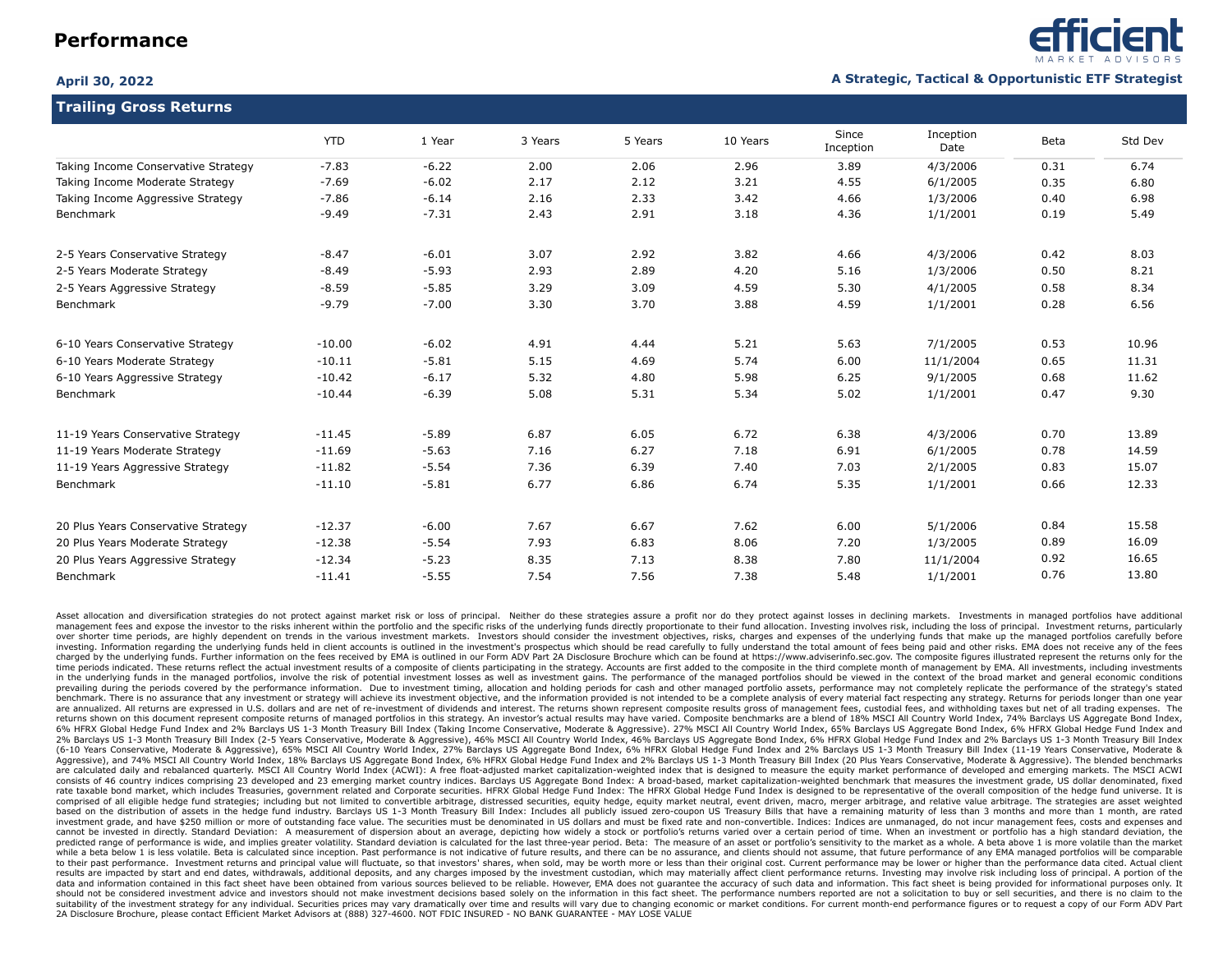# Performance

**April 30, 2022**

**A Strategic, Tactical & Opportunistic ETF Strategist**

## Trailing Gross Returns

| | YTD | 1 Year | 3 Years | 5 Years | 10 Years | Since Inception | Inception Date | Beta | Std Dev |
|---|---|---|---|---|---|---|---|---|---|
| Taking Income Conservative Strategy | -7.83 | -6.22 | 2.00 | 2.06 | 2.96 | 3.89 | 4/3/2006 | 0.31 | 6.74 |
| Taking Income Moderate Strategy | -7.69 | -6.02 | 2.17 | 2.12 | 3.21 | 4.55 | 6/1/2005 | 0.35 | 6.80 |
| Taking Income Aggressive Strategy | -7.86 | -6.14 | 2.16 | 2.33 | 3.42 | 4.66 | 1/3/2006 | 0.40 | 6.98 |
| Benchmark | -9.49 | -7.31 | 2.43 | 2.91 | 3.18 | 4.36 | 1/1/2001 | 0.19 | 5.49 |
| 2-5 Years Conservative Strategy | -8.47 | -6.01 | 3.07 | 2.92 | 3.82 | 4.66 | 4/3/2006 | 0.42 | 8.03 |
| 2-5 Years Moderate Strategy | -8.49 | -5.93 | 2.93 | 2.89 | 4.20 | 5.16 | 1/3/2006 | 0.50 | 8.21 |
| 2-5 Years Aggressive Strategy | -8.59 | -5.85 | 3.29 | 3.09 | 4.59 | 5.30 | 4/1/2005 | 0.58 | 8.34 |
| Benchmark | -9.79 | -7.00 | 3.30 | 3.70 | 3.88 | 4.59 | 1/1/2001 | 0.28 | 6.56 |
| 6-10 Years Conservative Strategy | -10.00 | -6.02 | 4.91 | 4.44 | 5.21 | 5.63 | 7/1/2005 | 0.53 | 10.96 |
| 6-10 Years Moderate Strategy | -10.11 | -5.81 | 5.15 | 4.69 | 5.74 | 6.00 | 11/1/2004 | 0.65 | 11.31 |
| 6-10 Years Aggressive Strategy | -10.42 | -6.17 | 5.32 | 4.80 | 5.98 | 6.25 | 9/1/2005 | 0.68 | 11.62 |
| Benchmark | -10.44 | -6.39 | 5.08 | 5.31 | 5.34 | 5.02 | 1/1/2001 | 0.47 | 9.30 |
| 11-19 Years Conservative Strategy | -11.45 | -5.89 | 6.87 | 6.05 | 6.72 | 6.38 | 4/3/2006 | 0.70 | 13.89 |
| 11-19 Years Moderate Strategy | -11.69 | -5.63 | 7.16 | 6.27 | 7.18 | 6.91 | 6/1/2005 | 0.78 | 14.59 |
| 11-19 Years Aggressive Strategy | -11.82 | -5.54 | 7.36 | 6.39 | 7.40 | 7.03 | 2/1/2005 | 0.83 | 15.07 |
| Benchmark | -11.10 | -5.81 | 6.77 | 6.86 | 6.74 | 5.35 | 1/1/2001 | 0.66 | 12.33 |
| 20 Plus Years Conservative Strategy | -12.37 | -6.00 | 7.67 | 6.67 | 7.62 | 6.00 | 5/1/2006 | 0.84 | 15.58 |
| 20 Plus Years Moderate Strategy | -12.38 | -5.54 | 7.93 | 6.83 | 8.06 | 7.20 | 1/3/2005 | 0.89 | 16.09 |
| 20 Plus Years Aggressive Strategy | -12.34 | -5.23 | 8.35 | 7.13 | 8.38 | 7.80 | 11/1/2004 | 0.92 | 16.65 |
| Benchmark | -11.41 | -5.55 | 7.54 | 7.56 | 7.38 | 5.48 | 1/1/2001 | 0.76 | 13.80 |

Asset allocation and diversification strategies do not protect against market risk or loss of principal. Neither do these strategies assure a profit nor do they protect against losses in declining markets. Investments in managed portfolios have additional management fees and expose the investor to the risks inherent within the portfolio and the specific risks of the underlying funds directly proportionate to their fund allocation. Investing involves risk, including the loss of principal. Investment returns, particularly over shorter time periods, are highly dependent on trends in the various investment markets. Investors should consider the investment objectives, risks, charges and expenses of the underlying funds that make up the managed portfolios carefully before investing. Information regarding the underlying funds held in client accounts is outlined in the investment's prospectus which should be read carefully to fully understand the total amount of fees being paid and other risks. EMA does not receive any of the fees charged by the underlying funds. Further information on the fees received by EMA is outlined in our Form ADV Part 2A Disclosure Brochure which can be found at https://www.adviserinfo.sec.gov. The composite figures illustrated represent the returns only for the time periods indicated. These returns reflect the actual investment results of a composite of clients participating in the strategy. Accounts are first added to the composite in the third complete month of management by EMA. All investments, including investments in the underlying funds in the managed portfolios, involve the risk of potential investment losses as well as investment gains. The performance of the managed portfolios should be viewed in the context of the broad market and general economic conditions prevailing during the periods covered by the performance information. Due to investment timing, allocation and holding periods for cash and other managed portfolio assets, performance may not completely replicate the performance of the strategy's stated benchmark. There is no assurance that any investment or strategy will achieve its investment objective, and the information provided is not intended to be a complete analysis of every material fact respecting any strategy. Returns for periods longer than one year are annualized. All returns are expressed in U.S. dollars and are net of re-investment of dividends and interest. The returns shown represent composite results gross of management fees, custodial fees, and withholding taxes but net of all trading expenses. The returns shown on this document represent composite returns of managed portfolios in this strategy. An investor's actual results may have varied. Composite benchmarks are a blend of 18% MSCI All Country World Index, 74% Barclays US Aggregate Bond Index, 6% HFRX Global Hedge Fund Index and 2% Barclays US 1-3 Month Treasury Bill Index (Taking Income Conservative, Moderate & Aggressive). 27% MSCI All Country World Index, 65% Barclays US Aggregate Bond Index, 6% HFRX Global Hedge Fund Index and 2% Barclays US 1-3 Month Treasury Bill Index (2-5 Years Conservative, Moderate & Aggressive), 46% MSCI All Country World Index, 46% Barclays US Aggregate Bond Index, 6% HFRX Global Hedge Fund Index and 2% Barclays US 1-3 Month Treasury Bill Index (6-10 Years Conservative, Moderate & Aggressive), 65% MSCI All Country World Index, 27% Barclays US Aggregate Bond Index, 6% HFRX Global Hedge Fund Index and 2% Barclays US 1-3 Month Treasury Bill Index (11-19 Years Conservative, Moderate & Aggressive), and 74% MSCI All Country World Index, 18% Barclays US Aggregate Bond Index, 6% HFRX Global Hedge Fund Index and 2% Barclays US 1-3 Month Treasury Bill Index (20 Plus Years Conservative, Moderate & Aggressive). The blended benchmarks are calculated daily and rebalanced quarterly. MSCI All Country World Index (ACWI): A free float-adjusted market capitalization-weighted index that is designed to measure the equity market performance of developed and emerging markets. The MSCI ACWI consists of 46 country indices comprising 23 developed and 23 emerging market country indices. Barclays US Aggregate Bond Index: A broad-based, market capitalization-weighted benchmark that measures the investment grade, US dollar denominated, fixed rate taxable bond market, which includes Treasuries, government related and Corporate securities. HFRX Global Hedge Fund Index: The HFRX Global Hedge Fund Index is designed to be representative of the overall composition of the hedge fund universe. It is comprised of all eligible hedge fund strategies; including but not limited to convertible arbitrage, distressed securities, equity hedge, equity market neutral, event driven, macro, merger arbitrage, and relative value arbitrage. The strategies are asset weighted based on the distribution of assets in the hedge fund industry. Barclays US 1-3 Month Treasury Bill Index: Includes all publicly issued zero-coupon US Treasury Bills that have a remaining maturity of less than 3 months and more than 1 month, are rated investment grade, and have $250 million or more of outstanding face value. The securities must be denominated in US dollars and must be fixed rate and non-convertible. Indices: Indices are unmanaged, do not incur management fees, costs and expenses and cannot be invested in directly. Standard Deviation: A measurement of dispersion about an average, depicting how widely a stock or portfolio's returns varied over a certain period of time. When an investment or portfolio has a high standard deviation, the predicted range of performance is wide, and implies greater volatility. Standard deviation is calculated for the last three-year period. Beta: The measure of an asset or portfolio's sensitivity to the market as a whole. A beta above 1 is more volatile than the market while a beta below 1 is less volatile. Beta is calculated since inception. Past performance is not indicative of future results, and there can be no assurance, and clients should not assume, that future performance of any EMA managed portfolios will be comparable to their past performance. Investment returns and principal value will fluctuate, so that investors' shares, when sold, may be worth more or less than their original cost. Current performance may be lower or higher than the performance data cited. Actual client results are impacted by start and end dates, withdrawals, additional deposits, and any charges imposed by the investment custodian, which may materially affect client performance returns. Investing may involve risk including loss of principal. A portion of the data and information contained in this fact sheet have been obtained from various sources believed to be reliable. However, EMA does not guarantee the accuracy of such data and information. This fact sheet is being provided for informational purposes only. It should not be considered investment advice and investors should not make investment decisions based solely on the information in this fact sheet. The performance numbers reported are not a solicitation to buy or sell securities, and there is no claim to the suitability of the investment strategy for any individual. Securities prices may vary dramatically over time and results will vary due to changing economic or market conditions. For current month-end performance figures or to request a copy of our Form ADV Part 2A Disclosure Brochure, please contact Efficient Market Advisors at (888) 327-4600. NOT FDIC INSURED - NO BANK GUARANTEE - MAY LOSE VALUE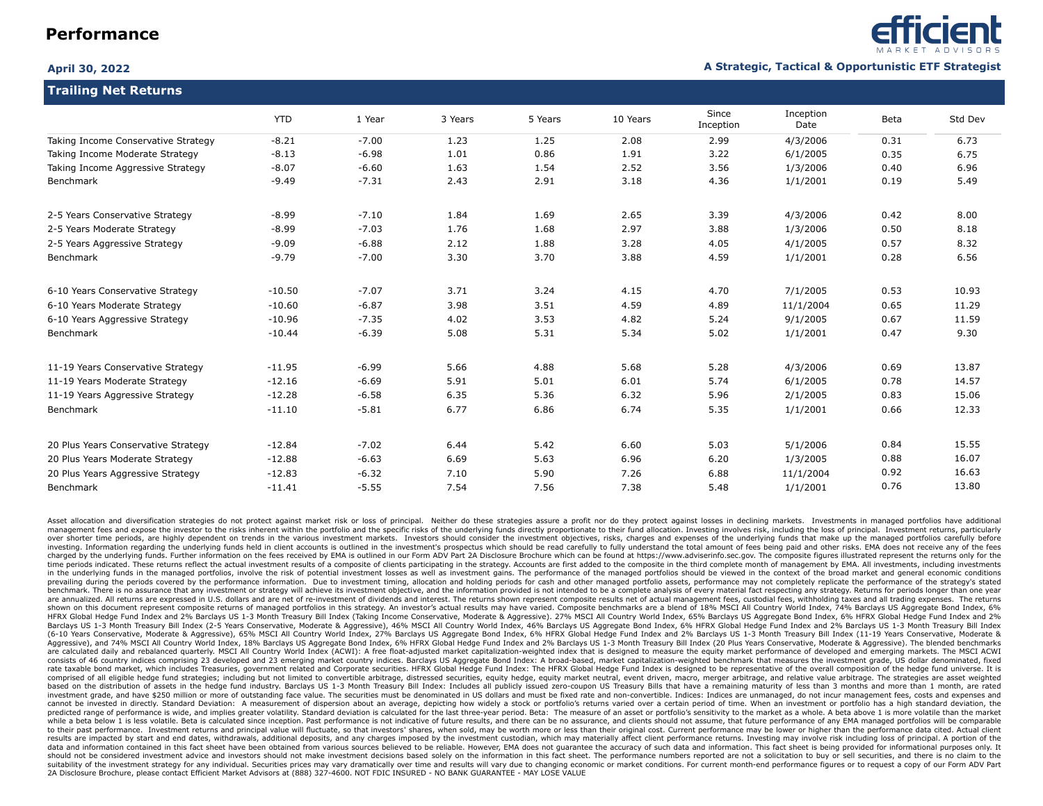# Performance

**April 30, 2022**

efficient MARKET ADVISORS

**A Strategic, Tactical & Opportunistic ETF Strategist**

## Trailing Net Returns

| | YTD | 1 Year | 3 Years | 5 Years | 10 Years | Since Inception | Inception Date | Beta | Std Dev |
|---|---|---|---|---|---|---|---|---|---|
| Taking Income Conservative Strategy | -8.21 | -7.00 | 1.23 | 1.25 | 2.08 | 2.99 | 4/3/2006 | 0.31 | 6.73 |
| Taking Income Moderate Strategy | -8.13 | -6.98 | 1.01 | 0.86 | 1.91 | 3.22 | 6/1/2005 | 0.35 | 6.75 |
| Taking Income Aggressive Strategy | -8.07 | -6.60 | 1.63 | 1.54 | 2.52 | 3.56 | 1/3/2006 | 0.40 | 6.96 |
| Benchmark | -9.49 | -7.31 | 2.43 | 2.91 | 3.18 | 4.36 | 1/1/2001 | 0.19 | 5.49 |
| | | | | | | | | | |
| 2-5 Years Conservative Strategy | -8.99 | -7.10 | 1.84 | 1.69 | 2.65 | 3.39 | 4/3/2006 | 0.42 | 8.00 |
| 2-5 Years Moderate Strategy | -8.99 | -7.03 | 1.76 | 1.68 | 2.97 | 3.88 | 1/3/2006 | 0.50 | 8.18 |
| 2-5 Years Aggressive Strategy | -9.09 | -6.88 | 2.12 | 1.88 | 3.28 | 4.05 | 4/1/2005 | 0.57 | 8.32 |
| Benchmark | -9.79 | -7.00 | 3.30 | 3.70 | 3.88 | 4.59 | 1/1/2001 | 0.28 | 6.56 |
| | | | | | | | | | |
| 6-10 Years Conservative Strategy | -10.50 | -7.07 | 3.71 | 3.24 | 4.15 | 4.70 | 7/1/2005 | 0.53 | 10.93 |
| 6-10 Years Moderate Strategy | -10.60 | -6.87 | 3.98 | 3.51 | 4.59 | 4.89 | 11/1/2004 | 0.65 | 11.29 |
| 6-10 Years Aggressive Strategy | -10.96 | -7.35 | 4.02 | 3.53 | 4.82 | 5.24 | 9/1/2005 | 0.67 | 11.59 |
| Benchmark | -10.44 | -6.39 | 5.08 | 5.31 | 5.34 | 5.02 | 1/1/2001 | 0.47 | 9.30 |
| | | | | | | | | | |
| 11-19 Years Conservative Strategy | -11.95 | -6.99 | 5.66 | 4.88 | 5.68 | 5.28 | 4/3/2006 | 0.69 | 13.87 |
| 11-19 Years Moderate Strategy | -12.16 | -6.69 | 5.91 | 5.01 | 6.01 | 5.74 | 6/1/2005 | 0.78 | 14.57 |
| 11-19 Years Aggressive Strategy | -12.28 | -6.58 | 6.35 | 5.36 | 6.32 | 5.96 | 2/1/2005 | 0.83 | 15.06 |
| Benchmark | -11.10 | -5.81 | 6.77 | 6.86 | 6.74 | 5.35 | 1/1/2001 | 0.66 | 12.33 |
| | | | | | | | | | |
| 20 Plus Years Conservative Strategy | -12.84 | -7.02 | 6.44 | 5.42 | 6.60 | 5.03 | 5/1/2006 | 0.84 | 15.55 |
| 20 Plus Years Moderate Strategy | -12.88 | -6.63 | 6.69 | 5.63 | 6.96 | 6.20 | 1/3/2005 | 0.88 | 16.07 |
| 20 Plus Years Aggressive Strategy | -12.83 | -6.32 | 7.10 | 5.90 | 7.26 | 6.88 | 11/1/2004 | 0.92 | 16.63 |
| Benchmark | -11.41 | -5.55 | 7.54 | 7.56 | 7.38 | 5.48 | 1/1/2001 | 0.76 | 13.80 |

Asset allocation and diversification strategies do not protect against market risk or loss of principal. Neither do these strategies assure a profit nor do they protect against losses in declining markets. Investments in managed portfolios have additional management fees and expose the investor to the risks inherent within the portfolio and the specific risks of the underlying funds directly proportionate to their fund allocation. Investing involves risk, including the loss of principal. Investment returns, particularly over shorter time periods, are highly dependent on trends in the various investment markets. Investors should consider the investment objectives, risks, charges and expenses of the underlying funds that make up the managed portfolios carefully before investing. Information regarding the underlying funds held in client accounts is outlined in the investment's prospectus which should be read carefully to fully understand the total amount of fees being paid and other risks. EMA does not receive any of the fees charged by the underlying funds. Further information on the fees received by EMA is outlined in our Form ADV Part 2A Disclosure Brochure which can be found at https://www.adviserinfo.sec.gov. The composite figures illustrated represent the returns only for the time periods indicated. These returns reflect the actual investment results of a composite of clients participating in the strategy. Accounts are first added to the composite in the third complete month of management by EMA. All investments, including investments in the underlying funds in the managed portfolios, involve the risk of potential investment losses as well as investment gains. The performance of the managed portfolios should be viewed in the context of the broad market and general economic conditions prevailing during the periods covered by the performance information. Due to investment timing, allocation and holding periods for cash and other managed portfolio assets, performance may not completely replicate the performance of the strategy's stated benchmark. There is no assurance that any investment or strategy will achieve its investment objective, and the information provided is not intended to be a complete analysis of every material fact respecting any strategy. Returns for periods longer than one year are annualized. All returns are expressed in U.S. dollars and are net of re-investment of dividends and interest. The returns shown represent composite results net of actual management fees, custodial fees, withholding taxes and all trading expenses. The returns shown on this document represent composite returns of managed portfolios in this strategy. An investor's actual results may have varied. Composite benchmarks are a blend of 18% MSCI All Country World Index, 74% Barclays US Aggregate Bond Index, 6% HFRX Global Hedge Fund Index and 2% Barclays US 1-3 Month Treasury Bill Index (Taking Income Conservative, Moderate & Aggressive). 27% MSCI All Country World Index, 65% Barclays US Aggregate Bond Index, 6% HFRX Global Hedge Fund Index and 2% Barclays US 1-3 Month Treasury Bill Index (2-5 Years Conservative, Moderate & Aggressive), 46% MSCI All Country World Index, 46% Barclays US Aggregate Bond Index, 6% HFRX Global Hedge Fund Index and 2% Barclays US 1-3 Month Treasury Bill Index (6-10 Years Conservative, Moderate & Aggressive), 65% MSCI All Country World Index, 27% Barclays US Aggregate Bond Index, 6% HFRX Global Hedge Fund Index and 2% Barclays US 1-3 Month Treasury Bill Index (11-19 Years Conservative, Moderate & Aggressive), and 74% MSCI All Country World Index, 18% Barclays US Aggregate Bond Index, 6% HFRX Global Hedge Fund Index and 2% Barclays US 1-3 Month Treasury Bill Index (20 Plus Years Conservative, Moderate & Aggressive). The blended benchmarks are calculated daily and rebalanced quarterly. MSCI All Country World Index (ACWI): A free float-adjusted market capitalization-weighted index that is designed to measure the equity market performance of developed and emerging markets. The MSCI ACWI consists of 46 country indices comprising 23 developed and 23 emerging market country indices. Barclays US Aggregate Bond Index: A broad-based, market capitalization-weighted benchmark that measures the investment grade, US dollar denominated, fixed rate taxable bond market, which includes Treasuries, government related and Corporate securities. HFRX Global Hedge Fund Index: The HFRX Global Hedge Fund Index is designed to be representative of the overall composition of the hedge fund universe. It is comprised of all eligible hedge fund strategies; including but not limited to convertible arbitrage, distressed securities, equity hedge, equity market neutral, event driven, macro, merger arbitrage, and relative value arbitrage. The strategies are asset weighted based on the distribution of assets in the hedge fund industry. Barclays US 1-3 Month Treasury Bill Index: Includes all publicly issued zero-coupon US Treasury Bills that have a remaining maturity of less than 3 months and more than 1 month, are rated investment grade, and have $250 million or more of outstanding face value. The securities must be denominated in US dollars and must be fixed rate and non-convertible. Indices: Indices are unmanaged, do not incur management fees, costs and expenses and cannot be invested in directly. Standard Deviation: A measurement of dispersion about an average, depicting how widely a stock or portfolio's returns varied over a certain period of time. When an investment or portfolio has a high standard deviation, the predicted range of performance is wide, and implies greater volatility. Standard deviation is calculated for the last three-year period. Beta: The measure of an asset or portfolio's sensitivity to the market as a whole. A beta above 1 is more volatile than the market while a beta below 1 is less volatile. Beta is calculated since inception. Past performance is not indicative of future results, and there can be no assurance, and clients should not assume, that future performance of any EMA managed portfolios will be comparable to their past performance. Investment returns and principal value will fluctuate, so that investors' shares, when sold, may be worth more or less than their original cost. Current performance may be lower or higher than the performance data cited. Actual client results are impacted by start and end dates, withdrawals, additional deposits, and any charges imposed by the investment custodian, which may materially affect client performance returns. Investing may involve risk including loss of principal. A portion of the data and information contained in this fact sheet have been obtained from various sources believed to be reliable. However, EMA does not guarantee the accuracy of such data and information. This fact sheet is being provided for informational purposes only. It should not be considered investment advice and investors should not make investment decisions based solely on the information in this fact sheet. The performance numbers reported are not a solicitation to buy or sell securities, and there is no claim to the suitability of the investment strategy for any individual. Securities prices may vary dramatically over time and results will vary due to changing economic or market conditions. For current month-end performance figures or to request a copy of our Form ADV Part 2A Disclosure Brochure, please contact Efficient Market Advisors at (888) 327-4600. NOT FDIC INSURED - NO BANK GUARANTEE - MAY LOSE VALUE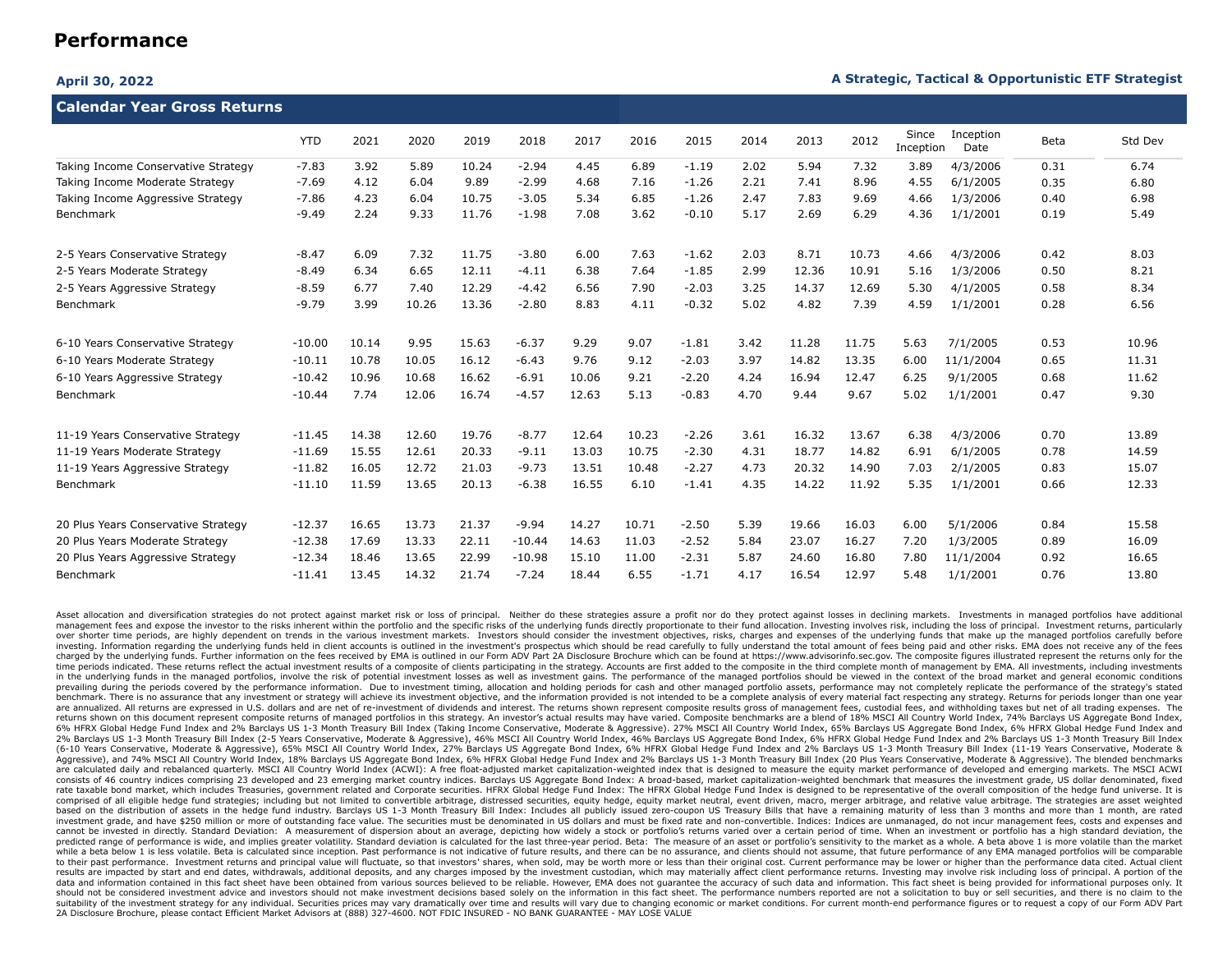# Performance

**April 30, 2022**

**A Strategic, Tactical & Opportunistic ETF Strategist**

## Calendar Year Gross Returns

| | YTD | 2021 | 2020 | 2019 | 2018 | 2017 | 2016 | 2015 | 2014 | 2013 | 2012 | Since Inception | Inception Date | Beta | Std Dev |
|---|---|---|---|---|---|---|---|---|---|---|---|---|---|---|---|
| Taking Income Conservative Strategy | -7.83 | 3.92 | 5.89 | 10.24 | -2.94 | 4.45 | 6.89 | -1.19 | 2.02 | 5.94 | 7.32 | 3.89 | 4/3/2006 | 0.31 | 6.74 |
| Taking Income Moderate Strategy | -7.69 | 4.12 | 6.04 | 9.89 | -2.99 | 4.68 | 7.16 | -1.26 | 2.21 | 7.41 | 8.96 | 4.55 | 6/1/2005 | 0.35 | 6.80 |
| Taking Income Aggressive Strategy | -7.86 | 4.23 | 6.04 | 10.75 | -3.05 | 5.34 | 6.85 | -1.26 | 2.47 | 7.83 | 9.69 | 4.66 | 1/3/2006 | 0.40 | 6.98 |
| Benchmark | -9.49 | 2.24 | 9.33 | 11.76 | -1.98 | 7.08 | 3.62 | -0.10 | 5.17 | 2.69 | 6.29 | 4.36 | 1/1/2001 | 0.19 | 5.49 |
| | | | | | | | | | | | | | | | |
| 2-5 Years Conservative Strategy | -8.47 | 6.09 | 7.32 | 11.75 | -3.80 | 6.00 | 7.63 | -1.62 | 2.03 | 8.71 | 10.73 | 4.66 | 4/3/2006 | 0.42 | 8.03 |
| 2-5 Years Moderate Strategy | -8.49 | 6.34 | 6.65 | 12.11 | -4.11 | 6.38 | 7.64 | -1.85 | 2.99 | 12.36 | 10.91 | 5.16 | 1/3/2006 | 0.50 | 8.21 |
| 2-5 Years Aggressive Strategy | -8.59 | 6.77 | 7.40 | 12.29 | -4.42 | 6.56 | 7.90 | -2.03 | 3.25 | 14.37 | 12.69 | 5.30 | 4/1/2005 | 0.58 | 8.34 |
| Benchmark | -9.79 | 3.99 | 10.26 | 13.36 | -2.80 | 8.83 | 4.11 | -0.32 | 5.02 | 4.82 | 7.39 | 4.59 | 1/1/2001 | 0.28 | 6.56 |
| | | | | | | | | | | | | | | | |
| 6-10 Years Conservative Strategy | -10.00 | 10.14 | 9.95 | 15.63 | -6.37 | 9.29 | 9.07 | -1.81 | 3.42 | 11.28 | 11.75 | 5.63 | 7/1/2005 | 0.53 | 10.96 |
| 6-10 Years Moderate Strategy | -10.11 | 10.78 | 10.05 | 16.12 | -6.43 | 9.76 | 9.12 | -2.03 | 3.97 | 14.82 | 13.35 | 6.00 | 11/1/2004 | 0.65 | 11.31 |
| 6-10 Years Aggressive Strategy | -10.42 | 10.96 | 10.68 | 16.62 | -6.91 | 10.06 | 9.21 | -2.20 | 4.24 | 16.94 | 12.47 | 6.25 | 9/1/2005 | 0.68 | 11.62 |
| Benchmark | -10.44 | 7.74 | 12.06 | 16.74 | -4.57 | 12.63 | 5.13 | -0.83 | 4.70 | 9.44 | 9.67 | 5.02 | 1/1/2001 | 0.47 | 9.30 |
| | | | | | | | | | | | | | | | |
| 11-19 Years Conservative Strategy | -11.45 | 14.38 | 12.60 | 19.76 | -8.77 | 12.64 | 10.23 | -2.26 | 3.61 | 16.32 | 13.67 | 6.38 | 4/3/2006 | 0.70 | 13.89 |
| 11-19 Years Moderate Strategy | -11.69 | 15.55 | 12.61 | 20.33 | -9.11 | 13.03 | 10.75 | -2.30 | 4.31 | 18.77 | 14.82 | 6.91 | 6/1/2005 | 0.78 | 14.59 |
| 11-19 Years Aggressive Strategy | -11.82 | 16.05 | 12.72 | 21.03 | -9.73 | 13.51 | 10.48 | -2.27 | 4.73 | 20.32 | 14.90 | 7.03 | 2/1/2005 | 0.83 | 15.07 |
| Benchmark | -11.10 | 11.59 | 13.65 | 20.13 | -6.38 | 16.55 | 6.10 | -1.41 | 4.35 | 14.22 | 11.92 | 5.35 | 1/1/2001 | 0.66 | 12.33 |
| | | | | | | | | | | | | | | | |
| 20 Plus Years Conservative Strategy | -12.37 | 16.65 | 13.73 | 21.37 | -9.94 | 14.27 | 10.71 | -2.50 | 5.39 | 19.66 | 16.03 | 6.00 | 5/1/2006 | 0.84 | 15.58 |
| 20 Plus Years Moderate Strategy | -12.38 | 17.69 | 13.33 | 22.11 | -10.44 | 14.63 | 11.03 | -2.52 | 5.84 | 23.07 | 16.27 | 7.20 | 1/3/2005 | 0.89 | 16.09 |
| 20 Plus Years Aggressive Strategy | -12.34 | 18.46 | 13.65 | 22.99 | -10.98 | 15.10 | 11.00 | -2.31 | 5.87 | 24.60 | 16.80 | 7.80 | 11/1/2004 | 0.92 | 16.65 |
| Benchmark | -11.41 | 13.45 | 14.32 | 21.74 | -7.24 | 18.44 | 6.55 | -1.71 | 4.17 | 16.54 | 12.97 | 5.48 | 1/1/2001 | 0.76 | 13.80 |

Asset allocation and diversification strategies do not protect against market risk or loss of principal. Neither do these strategies assure a profit nor do they protect against losses in declining markets. Investments in managed portfolios have additional management fees and expose the investor to the risks inherent within the portfolio and the specific risks of the underlying funds directly proportionate to their fund allocation. Investing involves risk, including the loss of principal. Investment returns, particularly over shorter time periods, are highly dependent on trends in the various investment markets. Investors should consider the investment objectives, risks, charges and expenses of the underlying funds that make up the managed portfolios carefully before investing. Information regarding the underlying funds held in client accounts is outlined in the investment's prospectus which should be read carefully to fully understand the total amount of fees being paid and other risks. EMA does not receive any of the fees charged by the underlying funds. Further information on the fees received by EMA is outlined in our Form ADV Part 2A Disclosure Brochure which can be found at https://www.advisorinfo.sec.gov. The composite figures illustrated represent the returns only for the time periods indicated. These returns reflect the actual investment results of a composite of clients participating in the strategy. Accounts are first added to the composite in the third complete month of management by EMA. All investments, including investments in the underlying funds in the managed portfolios, involve the risk of potential investment losses as well as investment gains. The performance of the managed portfolios should be viewed in the context of the broad market and general economic conditions prevailing during the periods covered by the performance information. Due to investment timing, allocation and holding periods for cash and other managed portfolio assets, performance may not completely replicate the performance of the strategy's stated benchmark. There is no assurance that any investment or strategy will achieve its investment objective, and the information provided is not intended to be a complete analysis of every material fact respecting any strategy. Returns for periods longer than one year are annualized. All returns are expressed in U.S. dollars and are net of re-investment of dividends and interest. The returns shown on this document represent composite results gross of management fees, custodial fees, and withholding taxes but net of all trading expenses. The returns shown on this document represent composite returns of managed portfolios in this strategy. An investor's actual results may have varied. Composite benchmarks are a blend of 18% MSCI All Country World Index, 74% Barclays US Aggregate Bond Index, 6% HFRX Global Hedge Fund Index and 2% Barclays US 1-3 Month Treasury Bill Index (Taking Income Conservative, Moderate & Aggressive). 27% MSCI All Country World Index, 65% Barclays US Aggregate Bond Index, 6% HFRX Global Hedge Fund Index and 2% Barclays US 1-3 Month Treasury Bill Index (2-5 Years Conservative, Moderate & Aggressive), 46% MSCI All Country World Index, 46% Barclays US Aggregate Bond Index, 6% HFRX Global Hedge Fund Index and 2% Barclays US 1-3 Month Treasury Bill Index (6-10 Years Conservative, Moderate & Aggressive), 65% MSCI All Country World Index, 27% Barclays US Aggregate Bond Index, 6% HFRX Global Hedge Fund Index and 2% Barclays US 1-3 Month Treasury Bill Index (11-19 Years Conservative, Moderate & Aggressive), and 74% MSCI All Country World Index, 18% Barclays US Aggregate Bond Index, 6% HFRX Global Hedge Fund Index and 2% Barclays US 1-3 Month Treasury Bill Index (20 Plus Years Conservative, Moderate & Aggressive). The blended benchmarks are calculated daily and rebalanced quarterly. MSCI All Country World Index (ACWI): A free float-adjusted market capitalization-weighted index that is designed to measure the equity market performance of developed and emerging markets. The MSCI ACWI consists of 46 country indices comprising 23 developed and 23 emerging market country indices. Barclays US Aggregate Bond Index: A broad-based, market capitalization-weighted benchmark that measures the investment grade, US dollar denominated, fixed rate taxable bond market, which includes Treasuries, government related and Corporate securities. HFRX Global Hedge Fund Index: The HFRX Global Hedge Fund Index is designed to be representative of the overall composition of the hedge fund universe. It is comprised of all eligible hedge fund strategies; including but not limited to convertible arbitrage, distressed securities, equity hedge, equity market neutral, event driven, macro, merger arbitrage, and relative value arbitrage. The strategies are asset weighted based on the distribution of assets in the hedge fund industry. Barclays US 1-3 Month Treasury Bill Index: Includes all publicly issued zero-coupon US Treasury Bills that have a remaining maturity of less than 3 months and more than 1 month, are rated investment grade, and have $250 million or more of outstanding face value. The securities must be denominated in US dollars and must be fixed rate and non-convertible. Indices: Indices are unmanaged, do not incur management fees, costs and expenses and cannot be invested in directly. Standard Deviation: A measurement of dispersion about an average, depicting how widely a stock or portfolio's returns varied over a certain period of time. When an investment or portfolio has a high standard deviation, the predicted range of performance is wide, and implies greater volatility. Standard deviation is calculated for the last three-year period. Beta: The measure of an asset or portfolio's sensitivity to the market as a whole. A beta above 1 is more volatile than the market while a beta below 1 is less volatile. Beta is calculated since inception. Past performance is not indicative of future results, and there can be no assurance, and clients should not assume, that future performance of any EMA managed portfolios will be comparable to their past performance. Investment returns and principal value will fluctuate, so that investors' shares, when sold, may be worth more or less than their original cost. Current performance may be lower or higher than the performance data cited. Actual client results are impacted by start and end dates, withdrawals, additional deposits, and any charges imposed by the investment custodian, which may materially affect client performance returns. Investing may involve risk including loss of principal. A portion of the data and information contained in this fact sheet have been obtained from various sources believed to be reliable. However, EMA does not guarantee the accuracy of such data and information. This fact sheet is being provided for informational purposes only. It should not be considered investment advice and investors should not make investment decisions based solely on the information in this fact sheet. The performance numbers reported are not a solicitation to buy or sell securities, and there is no claim to the suitability of the investment strategy for any individual. Securities prices may vary dramatically over time and results will vary due to changing economic or market conditions. For current month-end performance figures or to request a copy of our Form ADV Part 2A Disclosure Brochure, please contact Efficient Market Advisors at (888) 327-4600. NOT FDIC INSURED - NO BANK GUARANTEE - MAY LOSE VALUE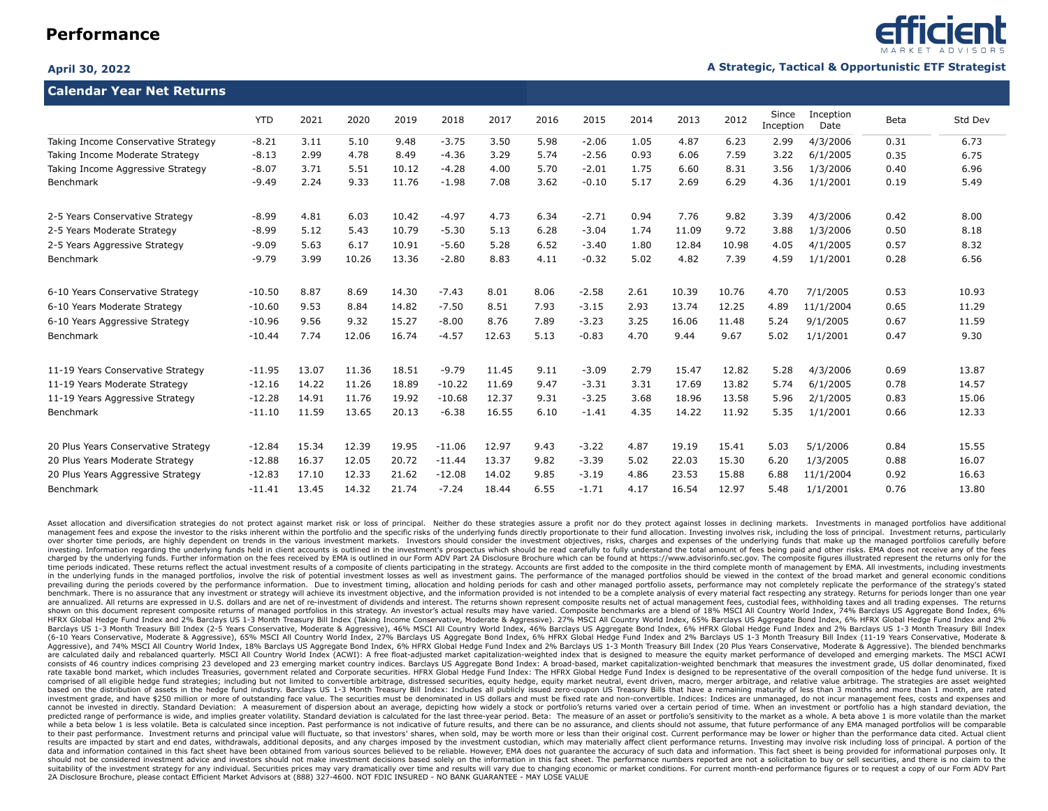# Performance

**April 30, 2022**

efficient MARKET ADVISORS

**A Strategic, Tactical & Opportunistic ETF Strategist**

## Calendar Year Net Returns

| | YTD | 2021 | 2020 | 2019 | 2018 | 2017 | 2016 | 2015 | 2014 | 2013 | 2012 | Since Inception | Inception Date | Beta | Std Dev |
|---|---|---|---|---|---|---|---|---|---|---|---|---|---|---|---|
| Taking Income Conservative Strategy | -8.21 | 3.11 | 5.10 | 9.48 | -3.75 | 3.50 | 5.98 | -2.06 | 1.05 | 4.87 | 6.23 | 2.99 | 4/3/2006 | 0.31 | 6.73 |
| Taking Income Moderate Strategy | -8.13 | 2.99 | 4.78 | 8.49 | -4.36 | 3.29 | 5.74 | -2.56 | 0.93 | 6.06 | 7.59 | 3.22 | 6/1/2005 | 0.35 | 6.75 |
| Taking Income Aggressive Strategy | -8.07 | 3.71 | 5.51 | 10.12 | -4.28 | 4.00 | 5.70 | -2.01 | 1.75 | 6.60 | 8.31 | 3.56 | 1/3/2006 | 0.40 | 6.96 |
| Benchmark | -9.49 | 2.24 | 9.33 | 11.76 | -1.98 | 7.08 | 3.62 | -0.10 | 5.17 | 2.69 | 6.29 | 4.36 | 1/1/2001 | 0.19 | 5.49 |
| 2-5 Years Conservative Strategy | -8.99 | 4.81 | 6.03 | 10.42 | -4.97 | 4.73 | 6.34 | -2.71 | 0.94 | 7.76 | 9.82 | 3.39 | 4/3/2006 | 0.42 | 8.00 |
| 2-5 Years Moderate Strategy | -8.99 | 5.12 | 5.43 | 10.79 | -5.30 | 5.13 | 6.28 | -3.04 | 1.74 | 11.09 | 9.72 | 3.88 | 1/3/2006 | 0.50 | 8.18 |
| 2-5 Years Aggressive Strategy | -9.09 | 5.63 | 6.17 | 10.91 | -5.60 | 5.28 | 6.52 | -3.40 | 1.80 | 12.84 | 10.98 | 4.05 | 4/1/2005 | 0.57 | 8.32 |
| Benchmark | -9.79 | 3.99 | 10.26 | 13.36 | -2.80 | 8.83 | 4.11 | -0.32 | 5.02 | 4.82 | 7.39 | 4.59 | 1/1/2001 | 0.28 | 6.56 |
| 6-10 Years Conservative Strategy | -10.50 | 8.87 | 8.69 | 14.30 | -7.43 | 8.01 | 8.06 | -2.58 | 2.61 | 10.39 | 10.76 | 4.70 | 7/1/2005 | 0.53 | 10.93 |
| 6-10 Years Moderate Strategy | -10.60 | 9.53 | 8.84 | 14.82 | -7.50 | 8.51 | 7.93 | -3.15 | 2.93 | 13.74 | 12.25 | 4.89 | 11/1/2004 | 0.65 | 11.29 |
| 6-10 Years Aggressive Strategy | -10.96 | 9.56 | 9.32 | 15.27 | -8.00 | 8.76 | 7.89 | -3.23 | 3.25 | 16.06 | 11.48 | 5.24 | 9/1/2005 | 0.67 | 11.59 |
| Benchmark | -10.44 | 7.74 | 12.06 | 16.74 | -4.57 | 12.63 | 5.13 | -0.83 | 4.70 | 9.44 | 9.67 | 5.02 | 1/1/2001 | 0.47 | 9.30 |
| 11-19 Years Conservative Strategy | -11.95 | 13.07 | 11.36 | 18.51 | -9.79 | 11.45 | 9.11 | -3.09 | 2.79 | 15.47 | 12.82 | 5.28 | 4/3/2006 | 0.69 | 13.87 |
| 11-19 Years Moderate Strategy | -12.16 | 14.22 | 11.26 | 18.89 | -10.22 | 11.69 | 9.47 | -3.31 | 3.31 | 17.69 | 13.82 | 5.74 | 6/1/2005 | 0.78 | 14.57 |
| 11-19 Years Aggressive Strategy | -12.28 | 14.91 | 11.76 | 19.92 | -10.68 | 12.37 | 9.31 | -3.25 | 3.68 | 18.96 | 13.58 | 5.96 | 2/1/2005 | 0.83 | 15.06 |
| Benchmark | -11.10 | 11.59 | 13.65 | 20.13 | -6.38 | 16.55 | 6.10 | -1.41 | 4.35 | 14.22 | 11.92 | 5.35 | 1/1/2001 | 0.66 | 12.33 |
| 20 Plus Years Conservative Strategy | -12.84 | 15.34 | 12.39 | 19.95 | -11.06 | 12.97 | 9.43 | -3.22 | 4.87 | 19.19 | 15.41 | 5.03 | 5/1/2006 | 0.84 | 15.55 |
| 20 Plus Years Moderate Strategy | -12.88 | 16.37 | 12.05 | 20.72 | -11.44 | 13.37 | 9.82 | -3.39 | 5.02 | 22.03 | 15.30 | 6.20 | 1/3/2005 | 0.88 | 16.07 |
| 20 Plus Years Aggressive Strategy | -12.83 | 17.10 | 12.33 | 21.62 | -12.08 | 14.02 | 9.85 | -3.19 | 4.86 | 23.53 | 15.88 | 6.88 | 11/1/2004 | 0.92 | 16.63 |
| Benchmark | -11.41 | 13.45 | 14.32 | 21.74 | -7.24 | 18.44 | 6.55 | -1.71 | 4.17 | 16.54 | 12.97 | 5.48 | 1/1/2001 | 0.76 | 13.80 |

Asset allocation and diversification strategies do not protect against market risk or loss of principal. Neither do these strategies assure a profit nor do they protect against losses in declining markets. Investments in managed portfolios have additional management fees and expose the investor to the risks inherent within the portfolio and the specific risks of the underlying funds directly proportionate to their fund allocation. Investing involves risk, including the loss of principal. Investment returns, particularly over shorter time periods, are highly dependent on trends in the various investment markets. Investors should consider the investment objectives, risks, charges and expenses of the underlying funds that make up the managed portfolios carefully before investing. Information regarding the underlying funds held in client accounts is outlined in the investment's prospectus which should be read carefully to fully understand the total amount of fees being paid and other risks. EMA does not receive any of the fees charged by the underlying funds. Further information on the fees received by EMA is outlined in our Form ADV Part 2A Disclosure Brochure which can be found at https://www.advisorinfo.sec.gov. The composite figures illustrated represent the returns only for the time periods indicated. These returns reflect the actual investment results of a composite of clients participating in the strategy. Accounts are first added to the composite in the third complete month of management by EMA. All investments, including investments in the underlying funds in the managed portfolios, involve the risk of potential investment losses as well as investment gains. The performance of the managed portfolios should be viewed in the context of the broad market and general economic conditions prevailing during the periods covered by the performance information. Due to investment timing, allocation and holding periods for cash and other managed portfolio assets, performance may not completely replicate the performance of the strategy's stated benchmark. There is no assurance that any investment or strategy will achieve its investment objective, and the information provided is not intended to be a complete analysis of every material fact respecting any strategy. Returns for periods longer than one year are annualized. All returns are expressed in U.S. dollars and are net of re-investment of dividends and interest. The returns shown represent composite results net of actual management fees, custodial fees, withholding taxes and all trading expenses. The returns shown on this document represent composite returns of managed portfolios in this strategy. An investor's actual results may have varied. Composite benchmarks are a blend of 18% MSCI All Country World Index, 74% Barclays US Aggregate Bond Index, 6% HFRX Global Hedge Fund Index and 2% Barclays US 1-3 Month Treasury Bill Index (Taking Income Conservative, Moderate & Aggressive). 27% MSCI All Country World Index, 65% Barclays US Aggregate Bond Index, 6% HFRX Global Hedge Fund Index and 2% Barclays US 1-3 Month Treasury Bill Index (2-5 Years Conservative, Moderate & Aggressive), 46% MSCI All Country World Index, 46% Barclays US Aggregate Bond Index, 6% HFRX Global Hedge Fund Index and 2% Barclays US 1-3 Month Treasury Bill Index (6-10 Years Conservative, Moderate & Aggressive), 65% MSCI All Country World Index, 27% Barclays US Aggregate Bond Index, 6% HFRX Global Hedge Fund Index and 2% Barclays US 1-3 Month Treasury Bill Index (11-19 Years Conservative, Moderate & Aggressive), and 74% MSCI All Country World Index, 18% Barclays US Aggregate Bond Index, 6% HFRX Global Hedge Fund Index and 2% Barclays US 1-3 Month Treasury Bill Index (20 Plus Years Conservative, Moderate & Aggressive). The blended benchmarks are calculated daily and rebalanced quarterly. MSCI All Country World Index (ACWI): A free float-adjusted market capitalization-weighted index that is designed to measure the equity market performance of developed and emerging markets. The MSCI ACWI consists of 46 country indices comprising 23 developed and 23 emerging market country indices. Barclays US Aggregate Bond Index: A broad-based, market capitalization-weighted benchmark that measures the investment grade, US dollar denominated, fixed rate taxable bond market, which includes Treasuries, government related and Corporate securities. HFRX Global Hedge Fund Index: The HFRX Global Hedge Fund Index is designed to be representative of the overall composition of the hedge fund universe. It is comprised of all eligible hedge fund strategies; including but not limited to convertible arbitrage, distressed securities, equity hedge, equity market neutral, event driven, macro, merger arbitrage, and relative value arbitrage. The strategies are asset weighted based on the distribution of assets in the hedge fund industry. Barclays US 1-3 Month Treasury Bill Index: Includes all publicly issued zero-coupon US Treasury Bills that have a remaining maturity of less than 3 months and more than 1 month, are rated investment grade, and have $250 million or more of outstanding face value. The securities must be denominated in US dollars and must be fixed rate and non-convertible. Indices: Indices are unmanaged, do not incur management fees, costs and expenses and cannot be invested in directly. Standard Deviation: A measurement of dispersion about an average, depicting how widely a stock or portfolio's returns varied over a certain period of time. When an investment or portfolio has a high standard deviation, the predicted range of performance is wide, and implies greater volatility. Standard deviation is calculated for the last three-year period. Beta: The measure of an asset or portfolio's sensitivity to the market as a whole. A beta above 1 is more volatile than the market while a beta below 1 is less volatile. Beta is calculated since inception. Past performance is not indicative of future results, and there can be no assurance, and clients should not assume, that future performance of any EMA managed portfolios will be comparable to their past performance. Investment returns and principal value will fluctuate, so that investors' shares, when sold, may be worth more or less than their original cost. Current performance may be lower or higher than the performance data cited. Actual client results are impacted by start and end dates, withdrawals, additional deposits, and any charges imposed by the investment custodian, which may materially affect client performance returns. Investing may involve risk including loss of principal. A portion of the data and information contained in this fact sheet have been obtained from various sources believed to be reliable. However, EMA does not guarantee the accuracy of such data and information. This fact sheet is being provided for informational purposes only. It should not be considered investment advice and investors should not make investment decisions based solely on the information in this fact sheet. The performance numbers reported are not a solicitation to buy or sell securities, and there is no claim to the suitability of the investment strategy for any individual. Securities prices may vary dramatically over time and results will vary due to changing economic or market conditions. For current month-end performance figures or to request a copy of our Form ADV Part 2A Disclosure Brochure, please contact Efficient Market Advisors at (888) 327-4600. NOT FDIC INSURED - NO BANK GUARANTEE - MAY LOSE VALUE